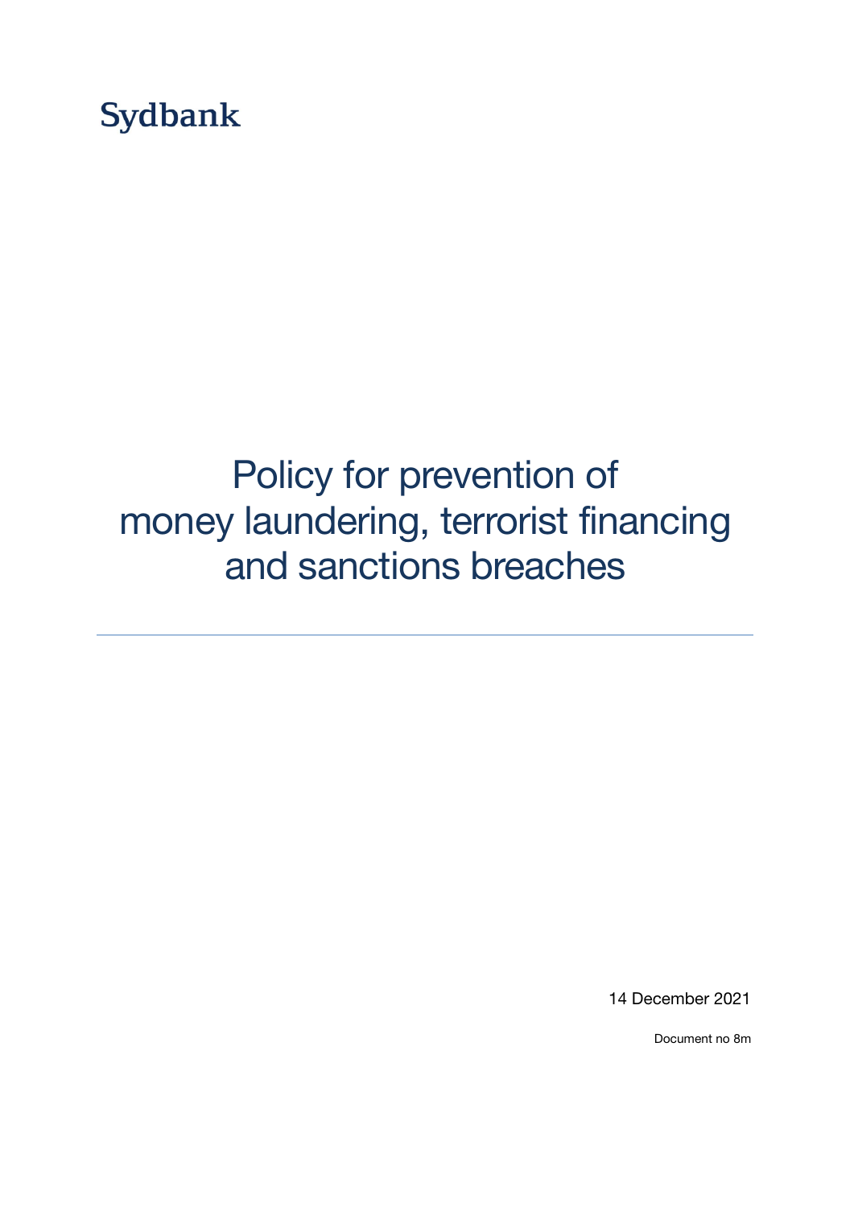Sydbank

# Policy for prevention of money laundering, terrorist financing and sanctions breaches

---

14 December 2021

Document no 8m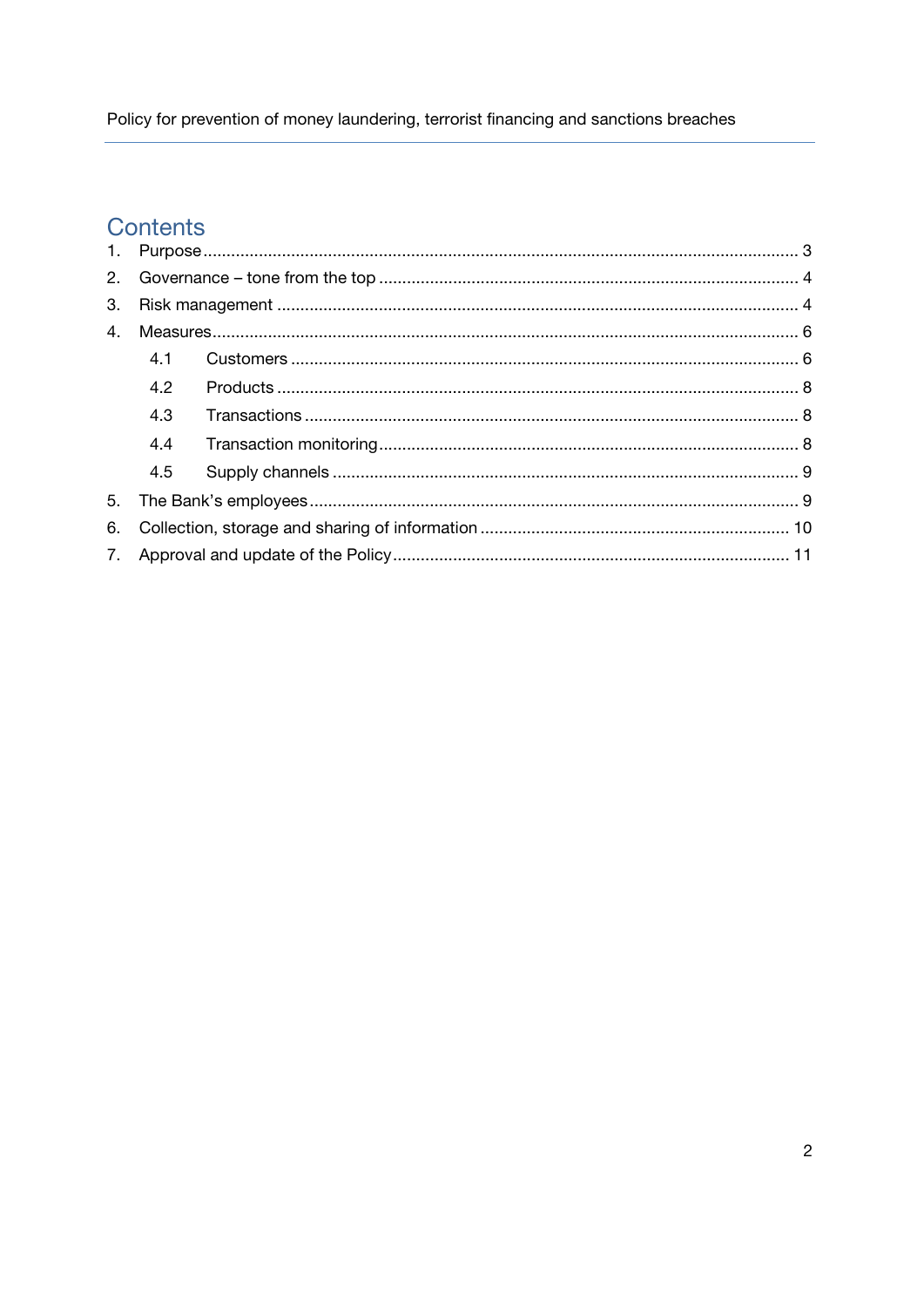# Contents

1. Purpose ... 3
2. Governance – tone from the top ... 4
3. Risk management ... 4
4. Measures ... 6
   - 4.1 Customers ... 6
   - 4.2 Products ... 8
   - 4.3 Transactions ... 8
   - 4.4 Transaction monitoring ... 8
   - 4.5 Supply channels ... 9
5. The Bank's employees ... 9
6. Collection, storage and sharing of information ... 10
7. Approval and update of the Policy ... 11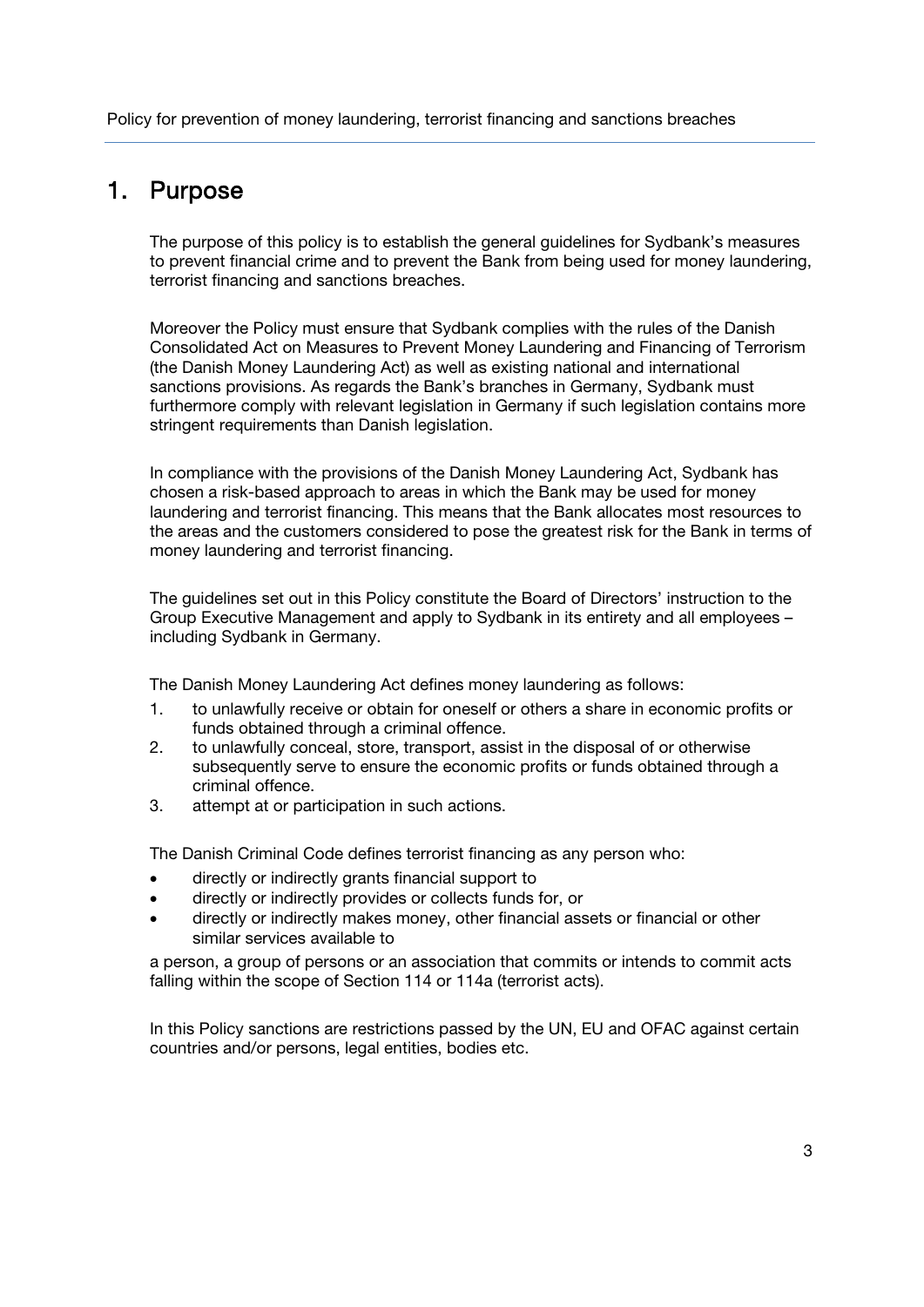# 1. Purpose

The purpose of this policy is to establish the general guidelines for Sydbank's measures to prevent financial crime and to prevent the Bank from being used for money laundering, terrorist financing and sanctions breaches.

Moreover the Policy must ensure that Sydbank complies with the rules of the Danish Consolidated Act on Measures to Prevent Money Laundering and Financing of Terrorism (the Danish Money Laundering Act) as well as existing national and international sanctions provisions. As regards the Bank's branches in Germany, Sydbank must furthermore comply with relevant legislation in Germany if such legislation contains more stringent requirements than Danish legislation.

In compliance with the provisions of the Danish Money Laundering Act, Sydbank has chosen a risk-based approach to areas in which the Bank may be used for money laundering and terrorist financing. This means that the Bank allocates most resources to the areas and the customers considered to pose the greatest risk for the Bank in terms of money laundering and terrorist financing.

The guidelines set out in this Policy constitute the Board of Directors' instruction to the Group Executive Management and apply to Sydbank in its entirety and all employees – including Sydbank in Germany.

The Danish Money Laundering Act defines money laundering as follows:

1. to unlawfully receive or obtain for oneself or others a share in economic profits or funds obtained through a criminal offence.
2. to unlawfully conceal, store, transport, assist in the disposal of or otherwise subsequently serve to ensure the economic profits or funds obtained through a criminal offence.
3. attempt at or participation in such actions.

The Danish Criminal Code defines terrorist financing as any person who:

- directly or indirectly grants financial support to
- directly or indirectly provides or collects funds for, or
- directly or indirectly makes money, other financial assets or financial or other similar services available to

a person, a group of persons or an association that commits or intends to commit acts falling within the scope of Section 114 or 114a (terrorist acts).

In this Policy sanctions are restrictions passed by the UN, EU and OFAC against certain countries and/or persons, legal entities, bodies etc.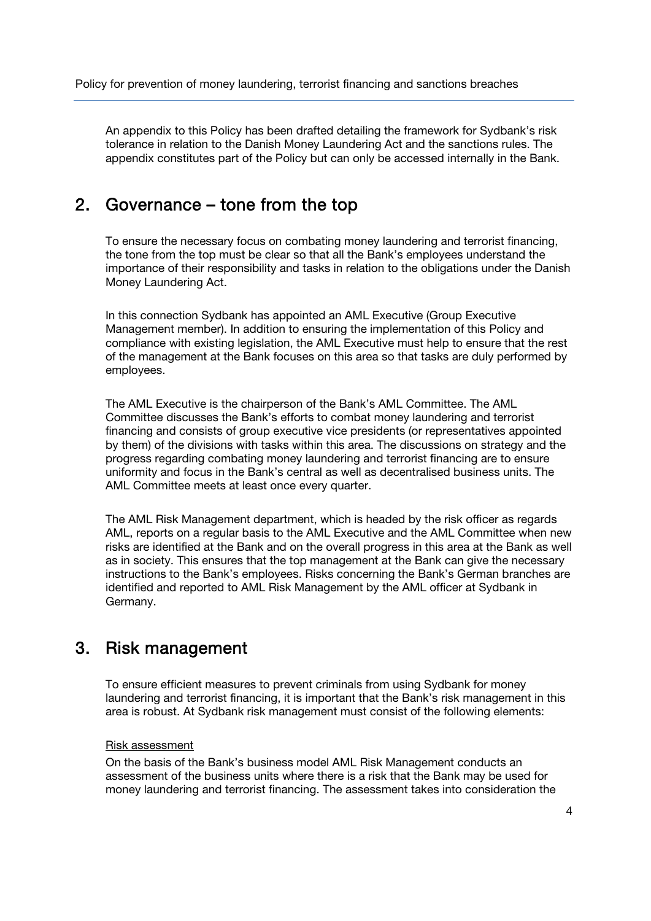An appendix to this Policy has been drafted detailing the framework for Sydbank's risk tolerance in relation to the Danish Money Laundering Act and the sanctions rules. The appendix constitutes part of the Policy but can only be accessed internally in the Bank.

## 2. Governance – tone from the top

To ensure the necessary focus on combating money laundering and terrorist financing, the tone from the top must be clear so that all the Bank's employees understand the importance of their responsibility and tasks in relation to the obligations under the Danish Money Laundering Act.

In this connection Sydbank has appointed an AML Executive (Group Executive Management member). In addition to ensuring the implementation of this Policy and compliance with existing legislation, the AML Executive must help to ensure that the rest of the management at the Bank focuses on this area so that tasks are duly performed by employees.

The AML Executive is the chairperson of the Bank's AML Committee. The AML Committee discusses the Bank's efforts to combat money laundering and terrorist financing and consists of group executive vice presidents (or representatives appointed by them) of the divisions with tasks within this area. The discussions on strategy and the progress regarding combating money laundering and terrorist financing are to ensure uniformity and focus in the Bank's central as well as decentralised business units. The AML Committee meets at least once every quarter.

The AML Risk Management department, which is headed by the risk officer as regards AML, reports on a regular basis to the AML Executive and the AML Committee when new risks are identified at the Bank and on the overall progress in this area at the Bank as well as in society. This ensures that the top management at the Bank can give the necessary instructions to the Bank's employees. Risks concerning the Bank's German branches are identified and reported to AML Risk Management by the AML officer at Sydbank in Germany.

## 3. Risk management

To ensure efficient measures to prevent criminals from using Sydbank for money laundering and terrorist financing, it is important that the Bank's risk management in this area is robust. At Sydbank risk management must consist of the following elements:

Risk assessment

On the basis of the Bank's business model AML Risk Management conducts an assessment of the business units where there is a risk that the Bank may be used for money laundering and terrorist financing. The assessment takes into consideration the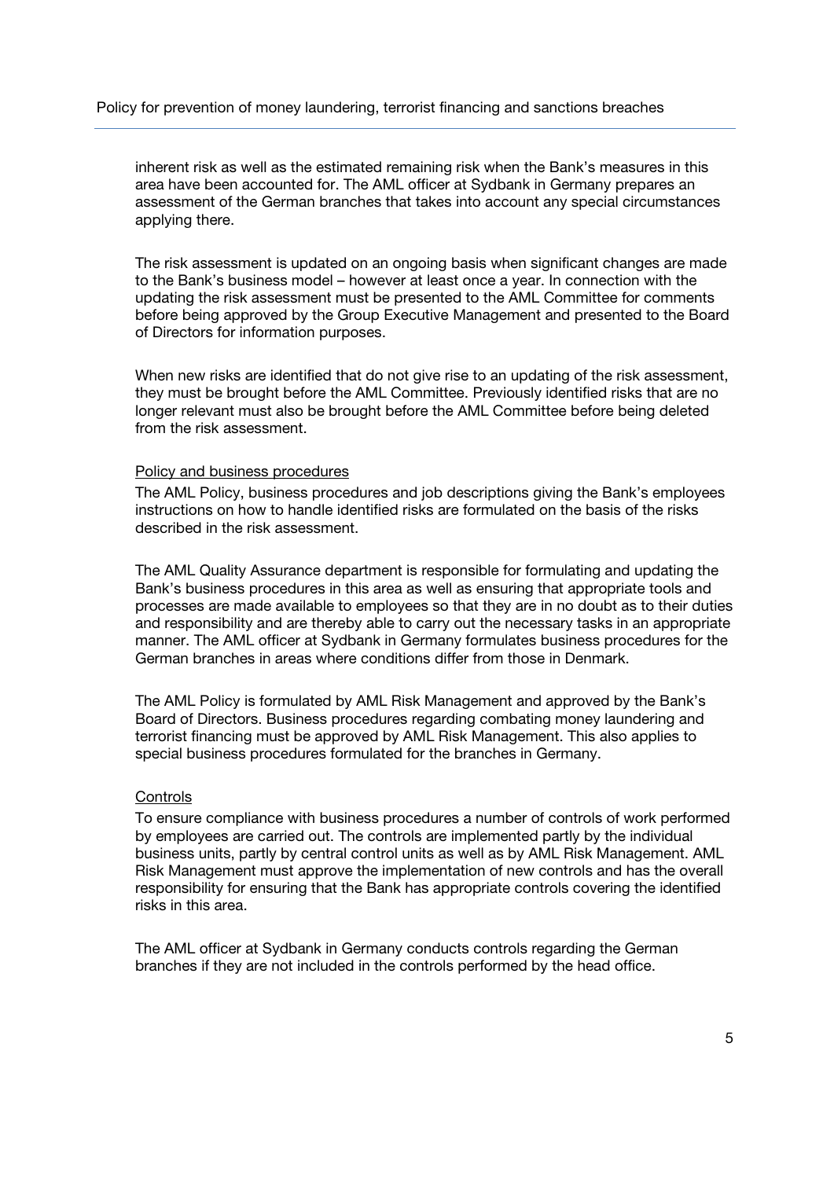inherent risk as well as the estimated remaining risk when the Bank's measures in this area have been accounted for. The AML officer at Sydbank in Germany prepares an assessment of the German branches that takes into account any special circumstances applying there.

The risk assessment is updated on an ongoing basis when significant changes are made to the Bank's business model – however at least once a year. In connection with the updating the risk assessment must be presented to the AML Committee for comments before being approved by the Group Executive Management and presented to the Board of Directors for information purposes.

When new risks are identified that do not give rise to an updating of the risk assessment, they must be brought before the AML Committee. Previously identified risks that are no longer relevant must also be brought before the AML Committee before being deleted from the risk assessment.

### Policy and business procedures

The AML Policy, business procedures and job descriptions giving the Bank's employees instructions on how to handle identified risks are formulated on the basis of the risks described in the risk assessment.

The AML Quality Assurance department is responsible for formulating and updating the Bank's business procedures in this area as well as ensuring that appropriate tools and processes are made available to employees so that they are in no doubt as to their duties and responsibility and are thereby able to carry out the necessary tasks in an appropriate manner. The AML officer at Sydbank in Germany formulates business procedures for the German branches in areas where conditions differ from those in Denmark.

The AML Policy is formulated by AML Risk Management and approved by the Bank's Board of Directors. Business procedures regarding combating money laundering and terrorist financing must be approved by AML Risk Management. This also applies to special business procedures formulated for the branches in Germany.

### Controls

To ensure compliance with business procedures a number of controls of work performed by employees are carried out. The controls are implemented partly by the individual business units, partly by central control units as well as by AML Risk Management. AML Risk Management must approve the implementation of new controls and has the overall responsibility for ensuring that the Bank has appropriate controls covering the identified risks in this area.

The AML officer at Sydbank in Germany conducts controls regarding the German branches if they are not included in the controls performed by the head office.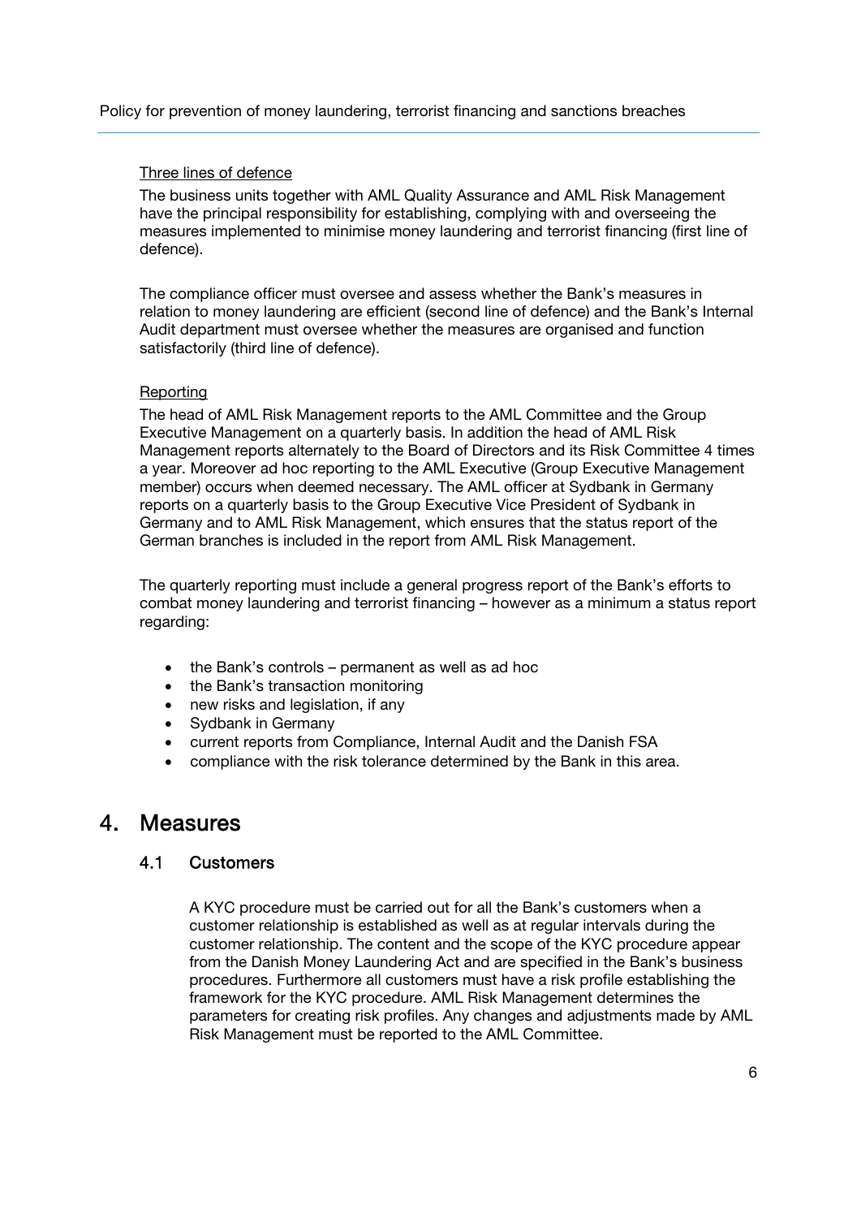Three lines of defence

The business units together with AML Quality Assurance and AML Risk Management have the principal responsibility for establishing, complying with and overseeing the measures implemented to minimise money laundering and terrorist financing (first line of defence).

The compliance officer must oversee and assess whether the Bank's measures in relation to money laundering are efficient (second line of defence) and the Bank's Internal Audit department must oversee whether the measures are organised and function satisfactorily (third line of defence).

Reporting

The head of AML Risk Management reports to the AML Committee and the Group Executive Management on a quarterly basis. In addition the head of AML Risk Management reports alternately to the Board of Directors and its Risk Committee 4 times a year. Moreover ad hoc reporting to the AML Executive (Group Executive Management member) occurs when deemed necessary. The AML officer at Sydbank in Germany reports on a quarterly basis to the Group Executive Vice President of Sydbank in Germany and to AML Risk Management, which ensures that the status report of the German branches is included in the report from AML Risk Management.

The quarterly reporting must include a general progress report of the Bank's efforts to combat money laundering and terrorist financing – however as a minimum a status report regarding:

- the Bank's controls – permanent as well as ad hoc
- the Bank's transaction monitoring
- new risks and legislation, if any
- Sydbank in Germany
- current reports from Compliance, Internal Audit and the Danish FSA
- compliance with the risk tolerance determined by the Bank in this area.

# 4. Measures

## 4.1 Customers

A KYC procedure must be carried out for all the Bank's customers when a customer relationship is established as well as at regular intervals during the customer relationship. The content and the scope of the KYC procedure appear from the Danish Money Laundering Act and are specified in the Bank's business procedures. Furthermore all customers must have a risk profile establishing the framework for the KYC procedure. AML Risk Management determines the parameters for creating risk profiles. Any changes and adjustments made by AML Risk Management must be reported to the AML Committee.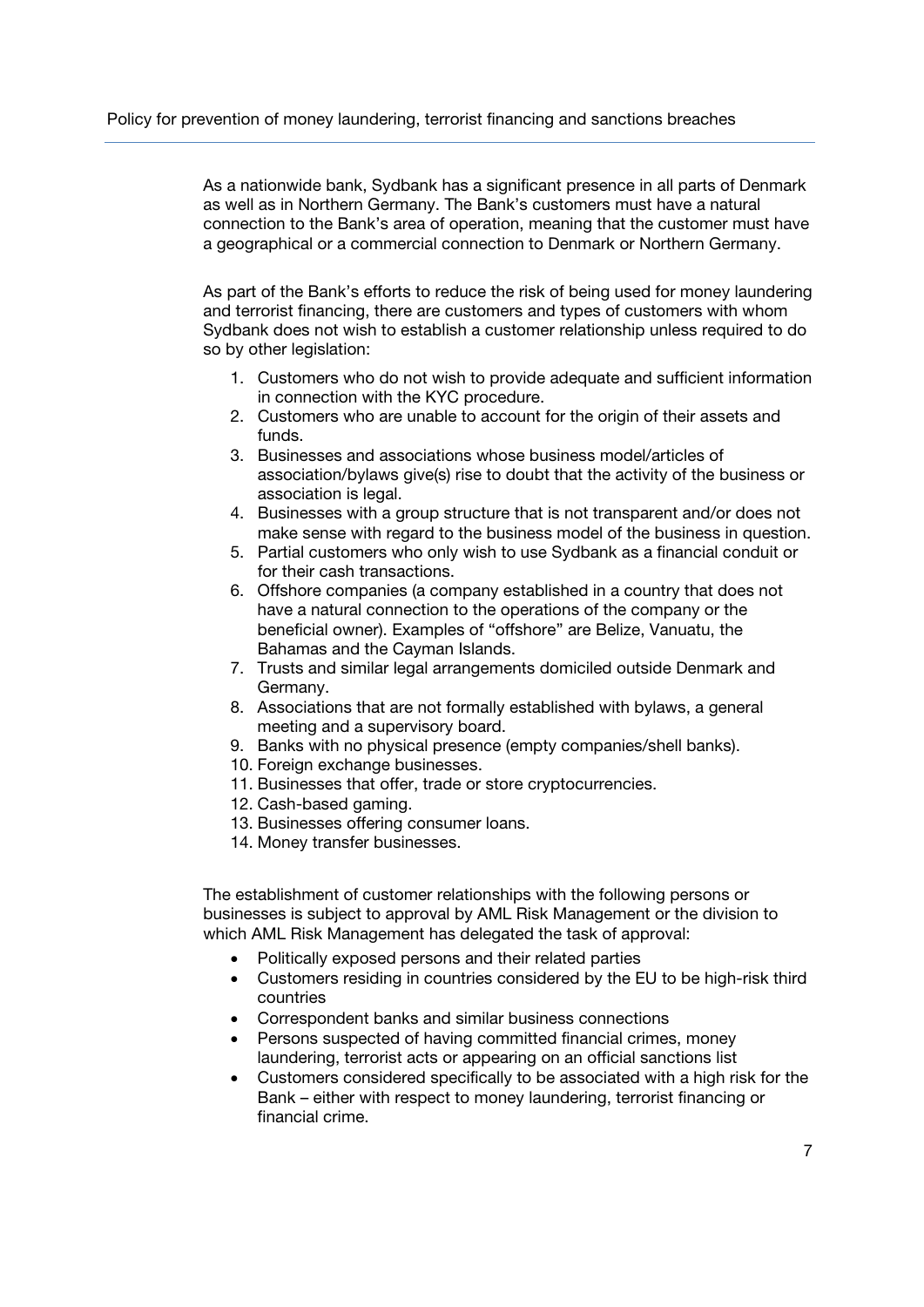As a nationwide bank, Sydbank has a significant presence in all parts of Denmark as well as in Northern Germany. The Bank's customers must have a natural connection to the Bank's area of operation, meaning that the customer must have a geographical or a commercial connection to Denmark or Northern Germany.

As part of the Bank's efforts to reduce the risk of being used for money laundering and terrorist financing, there are customers and types of customers with whom Sydbank does not wish to establish a customer relationship unless required to do so by other legislation:

1. Customers who do not wish to provide adequate and sufficient information in connection with the KYC procedure.
2. Customers who are unable to account for the origin of their assets and funds.
3. Businesses and associations whose business model/articles of association/bylaws give(s) rise to doubt that the activity of the business or association is legal.
4. Businesses with a group structure that is not transparent and/or does not make sense with regard to the business model of the business in question.
5. Partial customers who only wish to use Sydbank as a financial conduit or for their cash transactions.
6. Offshore companies (a company established in a country that does not have a natural connection to the operations of the company or the beneficial owner). Examples of "offshore" are Belize, Vanuatu, the Bahamas and the Cayman Islands.
7. Trusts and similar legal arrangements domiciled outside Denmark and Germany.
8. Associations that are not formally established with bylaws, a general meeting and a supervisory board.
9. Banks with no physical presence (empty companies/shell banks).
10. Foreign exchange businesses.
11. Businesses that offer, trade or store cryptocurrencies.
12. Cash-based gaming.
13. Businesses offering consumer loans.
14. Money transfer businesses.

The establishment of customer relationships with the following persons or businesses is subject to approval by AML Risk Management or the division to which AML Risk Management has delegated the task of approval:

- Politically exposed persons and their related parties
- Customers residing in countries considered by the EU to be high-risk third countries
- Correspondent banks and similar business connections
- Persons suspected of having committed financial crimes, money laundering, terrorist acts or appearing on an official sanctions list
- Customers considered specifically to be associated with a high risk for the Bank – either with respect to money laundering, terrorist financing or financial crime.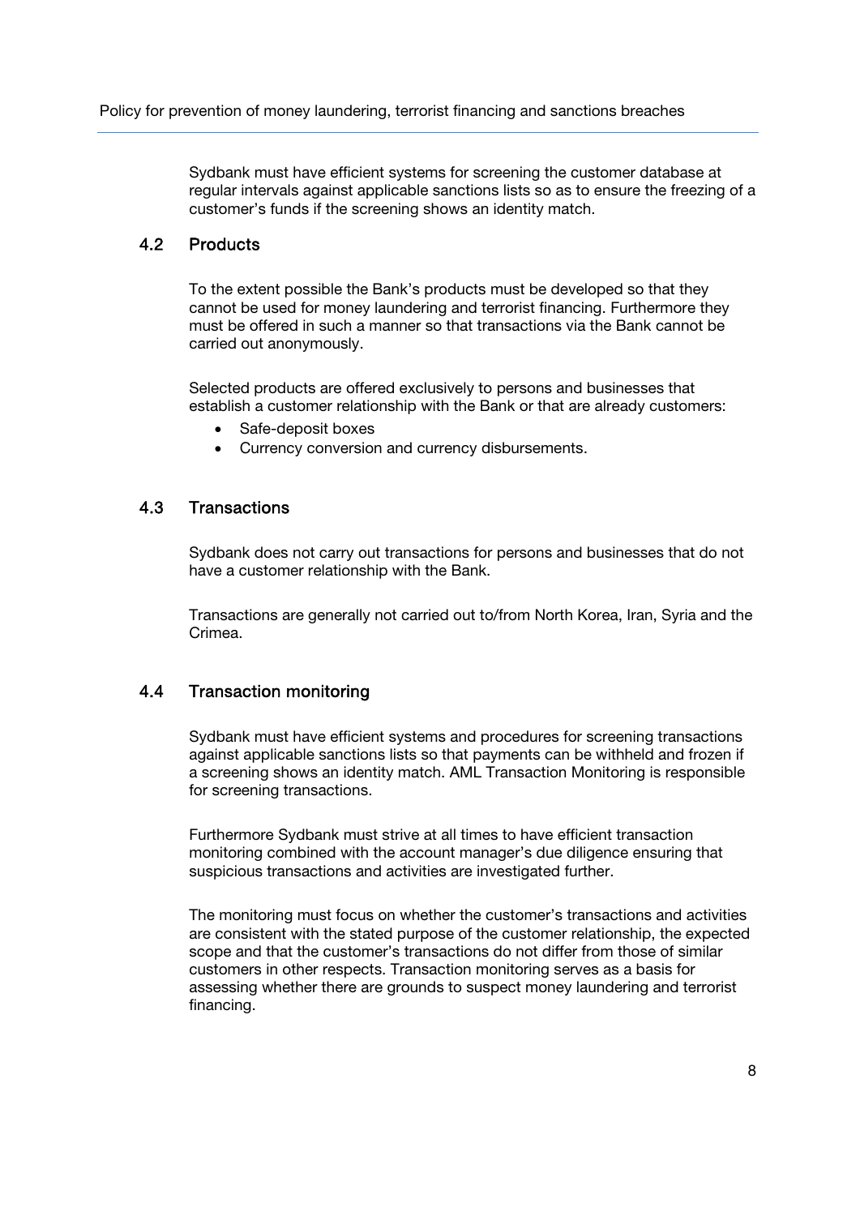Sydbank must have efficient systems for screening the customer database at regular intervals against applicable sanctions lists so as to ensure the freezing of a customer's funds if the screening shows an identity match.

## 4.2 Products

To the extent possible the Bank's products must be developed so that they cannot be used for money laundering and terrorist financing. Furthermore they must be offered in such a manner so that transactions via the Bank cannot be carried out anonymously.

Selected products are offered exclusively to persons and businesses that establish a customer relationship with the Bank or that are already customers:

- Safe-deposit boxes
- Currency conversion and currency disbursements.

## 4.3 Transactions

Sydbank does not carry out transactions for persons and businesses that do not have a customer relationship with the Bank.

Transactions are generally not carried out to/from North Korea, Iran, Syria and the Crimea.

## 4.4 Transaction monitoring

Sydbank must have efficient systems and procedures for screening transactions against applicable sanctions lists so that payments can be withheld and frozen if a screening shows an identity match. AML Transaction Monitoring is responsible for screening transactions.

Furthermore Sydbank must strive at all times to have efficient transaction monitoring combined with the account manager's due diligence ensuring that suspicious transactions and activities are investigated further.

The monitoring must focus on whether the customer's transactions and activities are consistent with the stated purpose of the customer relationship, the expected scope and that the customer's transactions do not differ from those of similar customers in other respects. Transaction monitoring serves as a basis for assessing whether there are grounds to suspect money laundering and terrorist financing.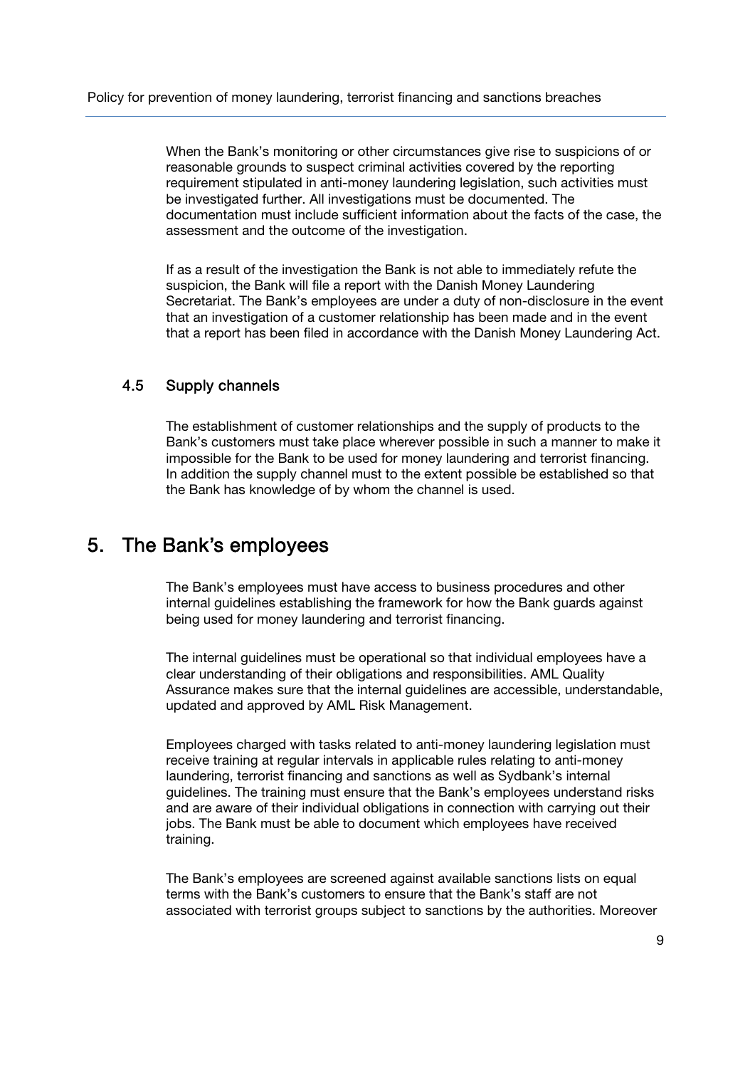When the Bank's monitoring or other circumstances give rise to suspicions of or reasonable grounds to suspect criminal activities covered by the reporting requirement stipulated in anti-money laundering legislation, such activities must be investigated further. All investigations must be documented. The documentation must include sufficient information about the facts of the case, the assessment and the outcome of the investigation.

If as a result of the investigation the Bank is not able to immediately refute the suspicion, the Bank will file a report with the Danish Money Laundering Secretariat. The Bank's employees are under a duty of non-disclosure in the event that an investigation of a customer relationship has been made and in the event that a report has been filed in accordance with the Danish Money Laundering Act.

### 4.5 Supply channels

The establishment of customer relationships and the supply of products to the Bank's customers must take place wherever possible in such a manner to make it impossible for the Bank to be used for money laundering and terrorist financing. In addition the supply channel must to the extent possible be established so that the Bank has knowledge of by whom the channel is used.

## 5. The Bank's employees

The Bank's employees must have access to business procedures and other internal guidelines establishing the framework for how the Bank guards against being used for money laundering and terrorist financing.

The internal guidelines must be operational so that individual employees have a clear understanding of their obligations and responsibilities. AML Quality Assurance makes sure that the internal guidelines are accessible, understandable, updated and approved by AML Risk Management.

Employees charged with tasks related to anti-money laundering legislation must receive training at regular intervals in applicable rules relating to anti-money laundering, terrorist financing and sanctions as well as Sydbank's internal guidelines. The training must ensure that the Bank's employees understand risks and are aware of their individual obligations in connection with carrying out their jobs. The Bank must be able to document which employees have received training.

The Bank's employees are screened against available sanctions lists on equal terms with the Bank's customers to ensure that the Bank's staff are not associated with terrorist groups subject to sanctions by the authorities. Moreover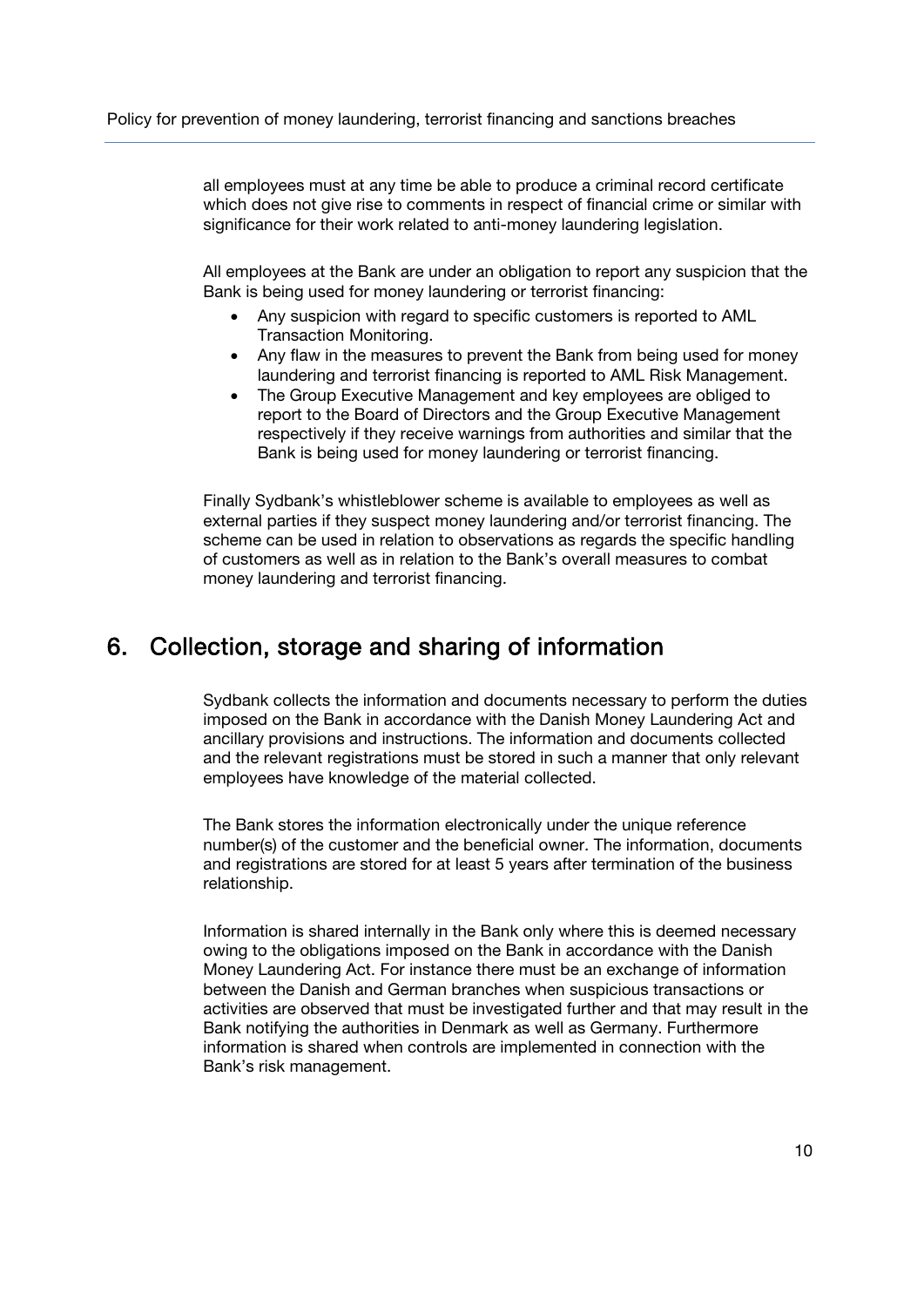all employees must at any time be able to produce a criminal record certificate which does not give rise to comments in respect of financial crime or similar with significance for their work related to anti-money laundering legislation.

All employees at the Bank are under an obligation to report any suspicion that the Bank is being used for money laundering or terrorist financing:

- Any suspicion with regard to specific customers is reported to AML Transaction Monitoring.
- Any flaw in the measures to prevent the Bank from being used for money laundering and terrorist financing is reported to AML Risk Management.
- The Group Executive Management and key employees are obliged to report to the Board of Directors and the Group Executive Management respectively if they receive warnings from authorities and similar that the Bank is being used for money laundering or terrorist financing.

Finally Sydbank's whistleblower scheme is available to employees as well as external parties if they suspect money laundering and/or terrorist financing. The scheme can be used in relation to observations as regards the specific handling of customers as well as in relation to the Bank's overall measures to combat money laundering and terrorist financing.

## 6. Collection, storage and sharing of information

Sydbank collects the information and documents necessary to perform the duties imposed on the Bank in accordance with the Danish Money Laundering Act and ancillary provisions and instructions. The information and documents collected and the relevant registrations must be stored in such a manner that only relevant employees have knowledge of the material collected.

The Bank stores the information electronically under the unique reference number(s) of the customer and the beneficial owner. The information, documents and registrations are stored for at least 5 years after termination of the business relationship.

Information is shared internally in the Bank only where this is deemed necessary owing to the obligations imposed on the Bank in accordance with the Danish Money Laundering Act. For instance there must be an exchange of information between the Danish and German branches when suspicious transactions or activities are observed that must be investigated further and that may result in the Bank notifying the authorities in Denmark as well as Germany. Furthermore information is shared when controls are implemented in connection with the Bank's risk management.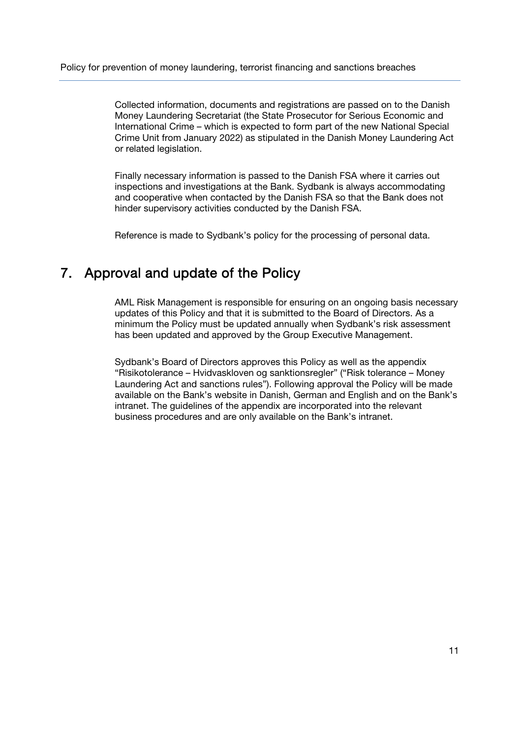Collected information, documents and registrations are passed on to the Danish Money Laundering Secretariat (the State Prosecutor for Serious Economic and International Crime – which is expected to form part of the new National Special Crime Unit from January 2022) as stipulated in the Danish Money Laundering Act or related legislation.

Finally necessary information is passed to the Danish FSA where it carries out inspections and investigations at the Bank. Sydbank is always accommodating and cooperative when contacted by the Danish FSA so that the Bank does not hinder supervisory activities conducted by the Danish FSA.

Reference is made to Sydbank's policy for the processing of personal data.

## 7. Approval and update of the Policy

AML Risk Management is responsible for ensuring on an ongoing basis necessary updates of this Policy and that it is submitted to the Board of Directors. As a minimum the Policy must be updated annually when Sydbank's risk assessment has been updated and approved by the Group Executive Management.

Sydbank's Board of Directors approves this Policy as well as the appendix "Risikotolerance – Hvidvaskloven og sanktionsregler" ("Risk tolerance – Money Laundering Act and sanctions rules"). Following approval the Policy will be made available on the Bank's website in Danish, German and English and on the Bank's intranet. The guidelines of the appendix are incorporated into the relevant business procedures and are only available on the Bank's intranet.